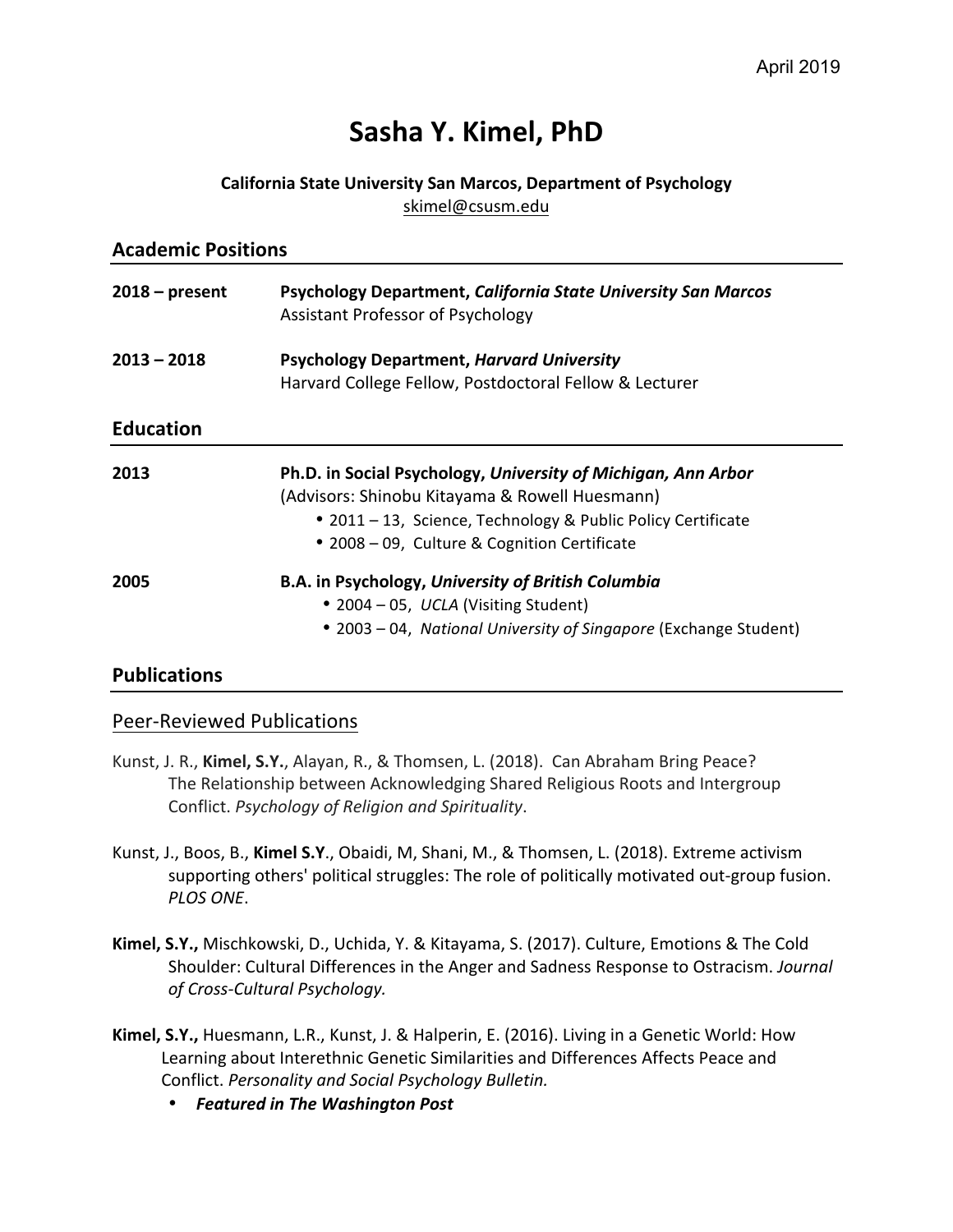April 2019

# Sasha Y. Kimel, PhD

**California State University San Marcos, Department of Psychology**
skimel@csusm.edu

## Academic Positions

**2018 – present** **Psychology Department, *California State University San Marcos***
Assistant Professor of Psychology

**2013 – 2018** **Psychology Department, *Harvard University***
Harvard College Fellow, Postdoctoral Fellow & Lecturer

## Education

**2013** **Ph.D. in Social Psychology, *University of Michigan, Ann Arbor***
(Advisors: Shinobu Kitayama & Rowell Huesmann)
- 2011 – 13, Science, Technology & Public Policy Certificate
- 2008 – 09, Culture & Cognition Certificate

**2005** **B.A. in Psychology, *University of British Columbia***
- 2004 – 05, *UCLA* (Visiting Student)
- 2003 – 04, *National University of Singapore* (Exchange Student)

## Publications

### Peer-Reviewed Publications

Kunst, J. R., **Kimel, S.Y.**, Alayan, R., & Thomsen, L. (2018). Can Abraham Bring Peace? The Relationship between Acknowledging Shared Religious Roots and Intergroup Conflict. *Psychology of Religion and Spirituality*.

Kunst, J., Boos, B., **Kimel S.Y**., Obaidi, M, Shani, M., & Thomsen, L. (2018). Extreme activism supporting others' political struggles: The role of politically motivated out-group fusion. *PLOS ONE*.

**Kimel, S.Y.,** Mischkowski, D., Uchida, Y. & Kitayama, S. (2017). Culture, Emotions & The Cold Shoulder: Cultural Differences in the Anger and Sadness Response to Ostracism. *Journal of Cross-Cultural Psychology.*

**Kimel, S.Y.,** Huesmann, L.R., Kunst, J. & Halperin, E. (2016). Living in a Genetic World: How Learning about Interethnic Genetic Similarities and Differences Affects Peace and Conflict. *Personality and Social Psychology Bulletin.*
- ***Featured in The Washington Post***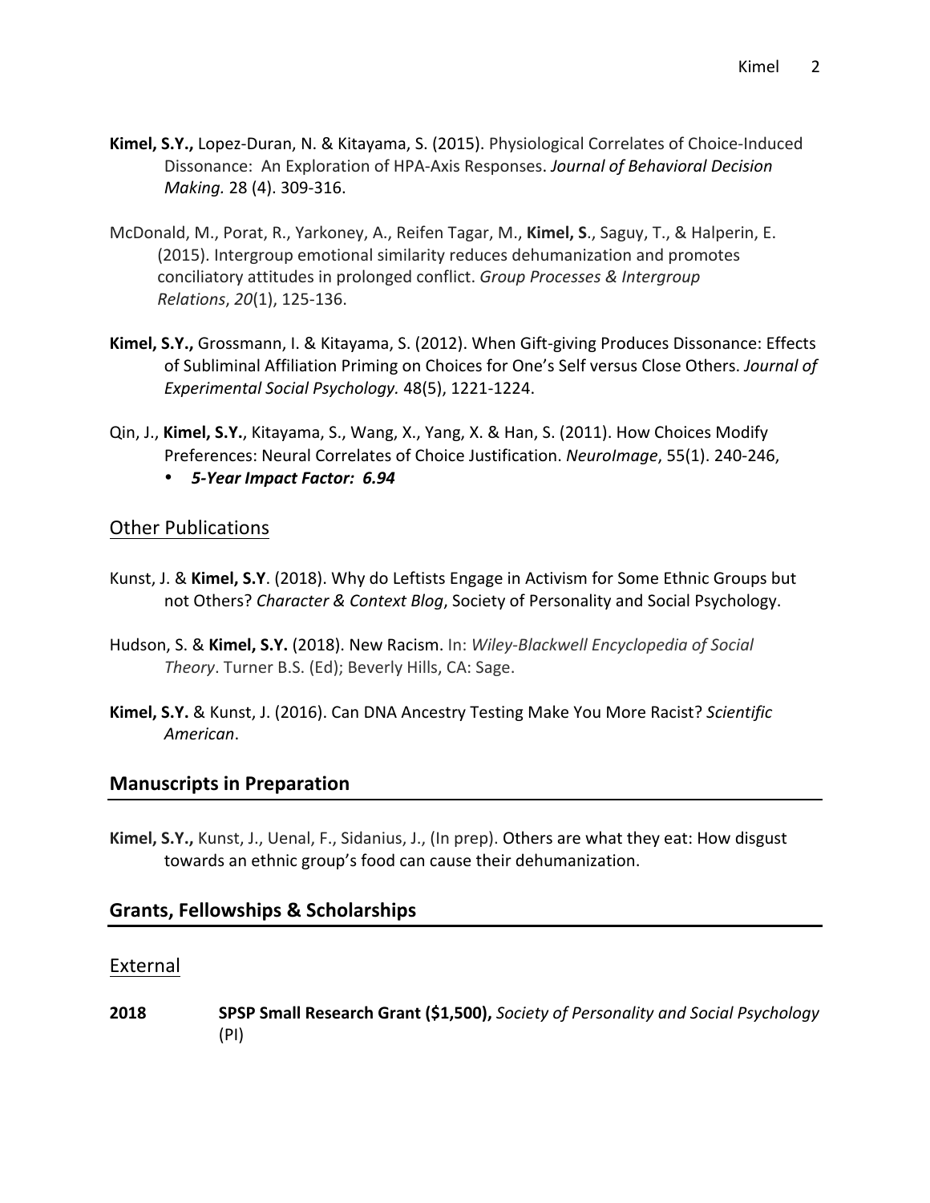**Kimel, S.Y.,** Lopez-Duran, N. & Kitayama, S. (2015). Physiological Correlates of Choice-Induced Dissonance: An Exploration of HPA-Axis Responses. *Journal of Behavioral Decision Making.* 28 (4). 309-316.

McDonald, M., Porat, R., Yarkoney, A., Reifen Tagar, M., **Kimel, S**., Saguy, T., & Halperin, E. (2015). Intergroup emotional similarity reduces dehumanization and promotes conciliatory attitudes in prolonged conflict. *Group Processes & Intergroup Relations*, *20*(1), 125-136.

**Kimel, S.Y.,** Grossmann, I. & Kitayama, S. (2012). When Gift-giving Produces Dissonance: Effects of Subliminal Affiliation Priming on Choices for One's Self versus Close Others. *Journal of Experimental Social Psychology.* 48(5), 1221-1224.

Qin, J., **Kimel, S.Y.**, Kitayama, S., Wang, X., Yang, X. & Han, S. (2011). How Choices Modify Preferences: Neural Correlates of Choice Justification. *NeuroImage*, 55(1). 240-246,

- ***5-Year Impact Factor: 6.94***

### Other Publications

Kunst, J. & **Kimel, S.Y**. (2018). Why do Leftists Engage in Activism for Some Ethnic Groups but not Others? *Character & Context Blog*, Society of Personality and Social Psychology.

Hudson, S. & **Kimel, S.Y.** (2018). New Racism. In: *Wiley-Blackwell Encyclopedia of Social Theory*. Turner B.S. (Ed); Beverly Hills, CA: Sage.

**Kimel, S.Y.** & Kunst, J. (2016). Can DNA Ancestry Testing Make You More Racist? *Scientific American*.

## Manuscripts in Preparation

**Kimel, S.Y.,** Kunst, J., Uenal, F., Sidanius, J., (In prep). Others are what they eat: How disgust towards an ethnic group's food can cause their dehumanization.

## Grants, Fellowships & Scholarships

### External

**2018** **SPSP Small Research Grant ($1,500),** *Society of Personality and Social Psychology* (PI)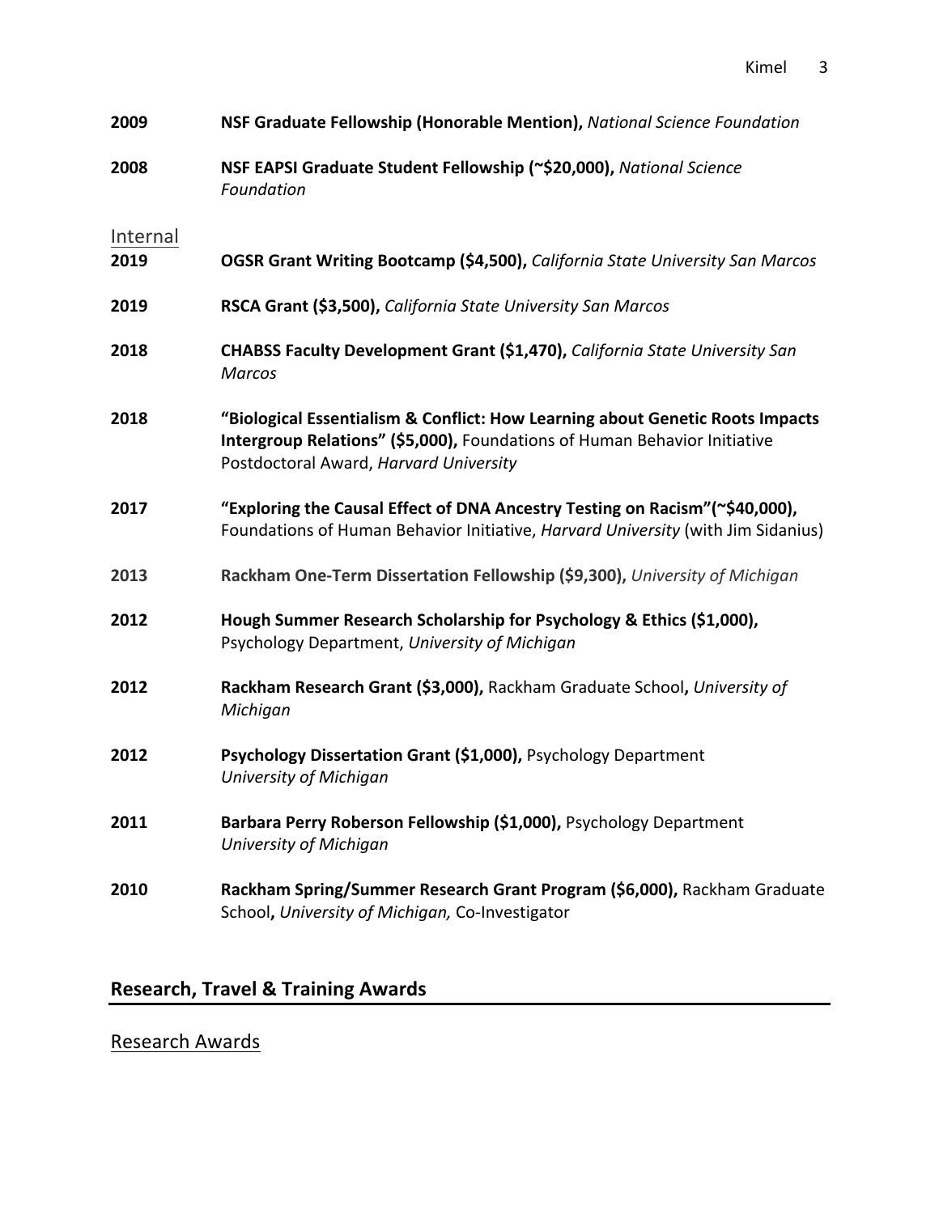**2009** **NSF Graduate Fellowship (Honorable Mention),** *National Science Foundation*

**2008** **NSF EAPSI Graduate Student Fellowship (~$20,000),** *National Science Foundation*

Internal

**2019** **OGSR Grant Writing Bootcamp ($4,500),** *California State University San Marcos*

**2019** **RSCA Grant ($3,500),** *California State University San Marcos*

**2018** **CHABSS Faculty Development Grant ($1,470),** *California State University San Marcos*

**2018** **"Biological Essentialism & Conflict: How Learning about Genetic Roots Impacts Intergroup Relations" ($5,000),** Foundations of Human Behavior Initiative Postdoctoral Award, *Harvard University*

**2017** **"Exploring the Causal Effect of DNA Ancestry Testing on Racism"(~$40,000),** Foundations of Human Behavior Initiative, *Harvard University* (with Jim Sidanius)

**2013** **Rackham One-Term Dissertation Fellowship ($9,300),** *University of Michigan*

**2012** **Hough Summer Research Scholarship for Psychology & Ethics ($1,000),** Psychology Department, *University of Michigan*

**2012** **Rackham Research Grant ($3,000),** Rackham Graduate School**,** *University of Michigan*

**2012** **Psychology Dissertation Grant ($1,000),** Psychology Department *University of Michigan*

**2011** **Barbara Perry Roberson Fellowship ($1,000),** Psychology Department *University of Michigan*

**2010** **Rackham Spring/Summer Research Grant Program ($6,000),** Rackham Graduate School**,** *University of Michigan,* Co-Investigator

## Research, Travel & Training Awards

Research Awards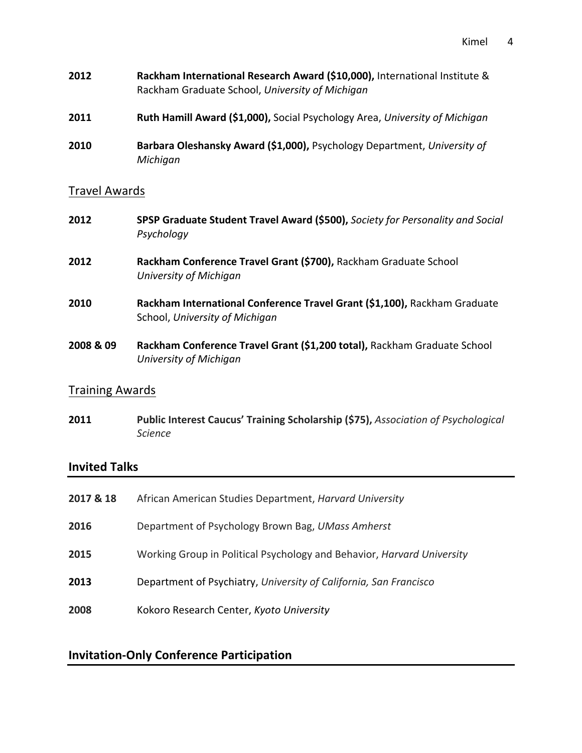**2012** **Rackham International Research Award ($10,000),** International Institute & Rackham Graduate School, *University of Michigan*

**2011** **Ruth Hamill Award ($1,000),** Social Psychology Area, *University of Michigan*

**2010** **Barbara Oleshansky Award ($1,000),** Psychology Department, *University of Michigan*

### Travel Awards

**2012** **SPSP Graduate Student Travel Award ($500),** *Society for Personality and Social Psychology*

**2012** **Rackham Conference Travel Grant ($700),** Rackham Graduate School *University of Michigan*

**2010** **Rackham International Conference Travel Grant ($1,100),** Rackham Graduate School, *University of Michigan*

**2008 & 09** **Rackham Conference Travel Grant ($1,200 total),** Rackham Graduate School *University of Michigan*

### Training Awards

**2011** **Public Interest Caucus' Training Scholarship ($75),** *Association of Psychological Science*

## Invited Talks

**2017 & 18** African American Studies Department, *Harvard University*

**2016** Department of Psychology Brown Bag, *UMass Amherst*

**2015** Working Group in Political Psychology and Behavior, *Harvard University*

**2013** Department of Psychiatry, *University of California, San Francisco*

**2008** Kokoro Research Center, *Kyoto University*

## Invitation-Only Conference Participation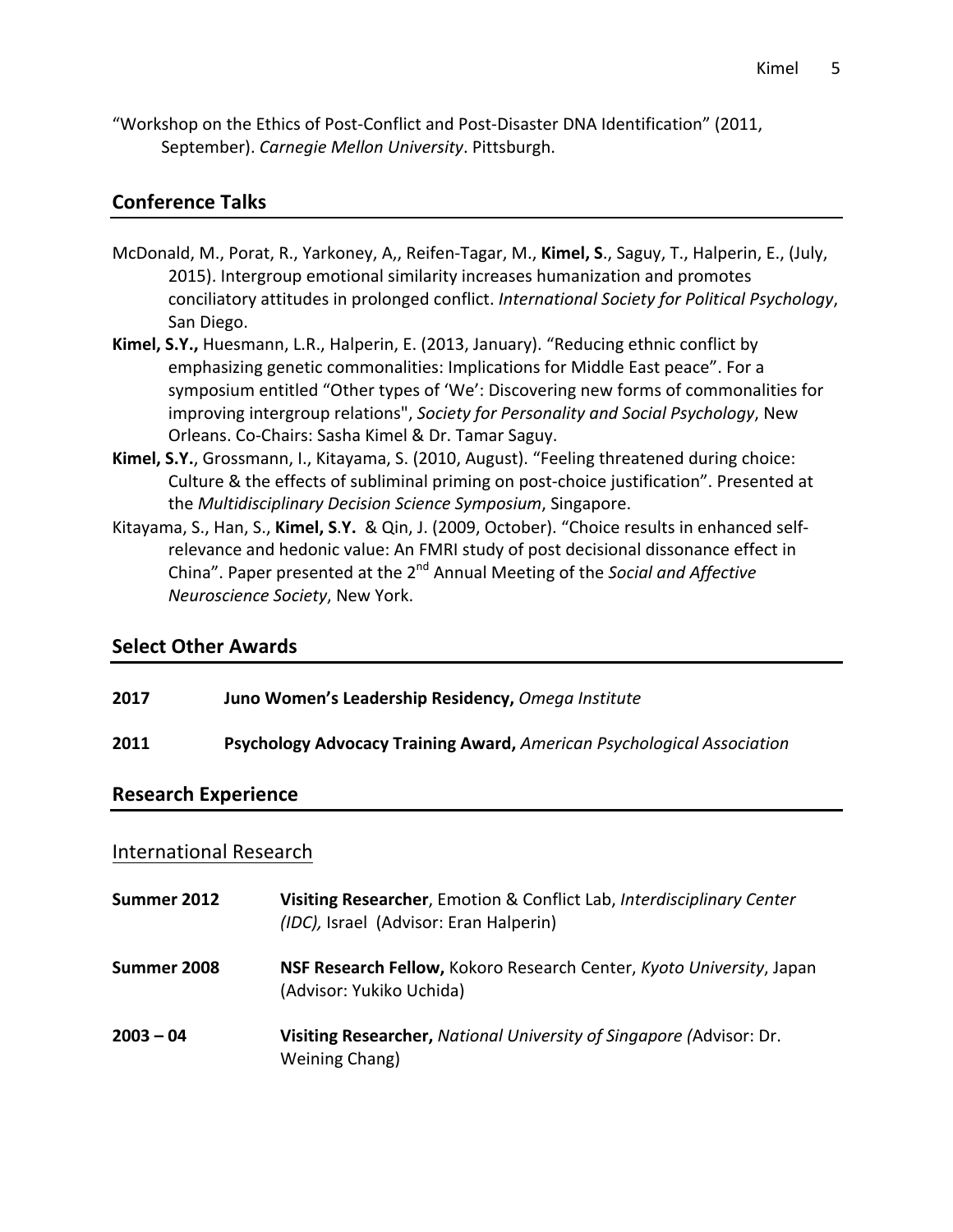"Workshop on the Ethics of Post-Conflict and Post-Disaster DNA Identification" (2011, September). *Carnegie Mellon University*. Pittsburgh.

## Conference Talks

McDonald, M., Porat, R., Yarkoney, A,, Reifen-Tagar, M., **Kimel, S**., Saguy, T., Halperin, E., (July, 2015). Intergroup emotional similarity increases humanization and promotes conciliatory attitudes in prolonged conflict. *International Society for Political Psychology*, San Diego.

**Kimel, S.Y.,** Huesmann, L.R., Halperin, E. (2013, January). "Reducing ethnic conflict by emphasizing genetic commonalities: Implications for Middle East peace". For a symposium entitled "Other types of 'We': Discovering new forms of commonalities for improving intergroup relations", *Society for Personality and Social Psychology*, New Orleans. Co-Chairs: Sasha Kimel & Dr. Tamar Saguy.

**Kimel, S.Y.**, Grossmann, I., Kitayama, S. (2010, August). "Feeling threatened during choice: Culture & the effects of subliminal priming on post-choice justification". Presented at the *Multidisciplinary Decision Science Symposium*, Singapore.

Kitayama, S., Han, S., **Kimel, S.Y.** & Qin, J. (2009, October). "Choice results in enhanced self-relevance and hedonic value: An FMRI study of post decisional dissonance effect in China". Paper presented at the 2nd Annual Meeting of the *Social and Affective Neuroscience Society*, New York.

## Select Other Awards

**2017** **Juno Women's Leadership Residency,** *Omega Institute*

**2011** **Psychology Advocacy Training Award,** *American Psychological Association*

## Research Experience

### International Research

**Summer 2012** **Visiting Researcher**, Emotion & Conflict Lab, *Interdisciplinary Center (IDC),* Israel (Advisor: Eran Halperin)

**Summer 2008** **NSF Research Fellow,** Kokoro Research Center, *Kyoto University*, Japan (Advisor: Yukiko Uchida)

**2003 – 04** **Visiting Researcher,** *National University of Singapore (*Advisor: Dr. Weining Chang)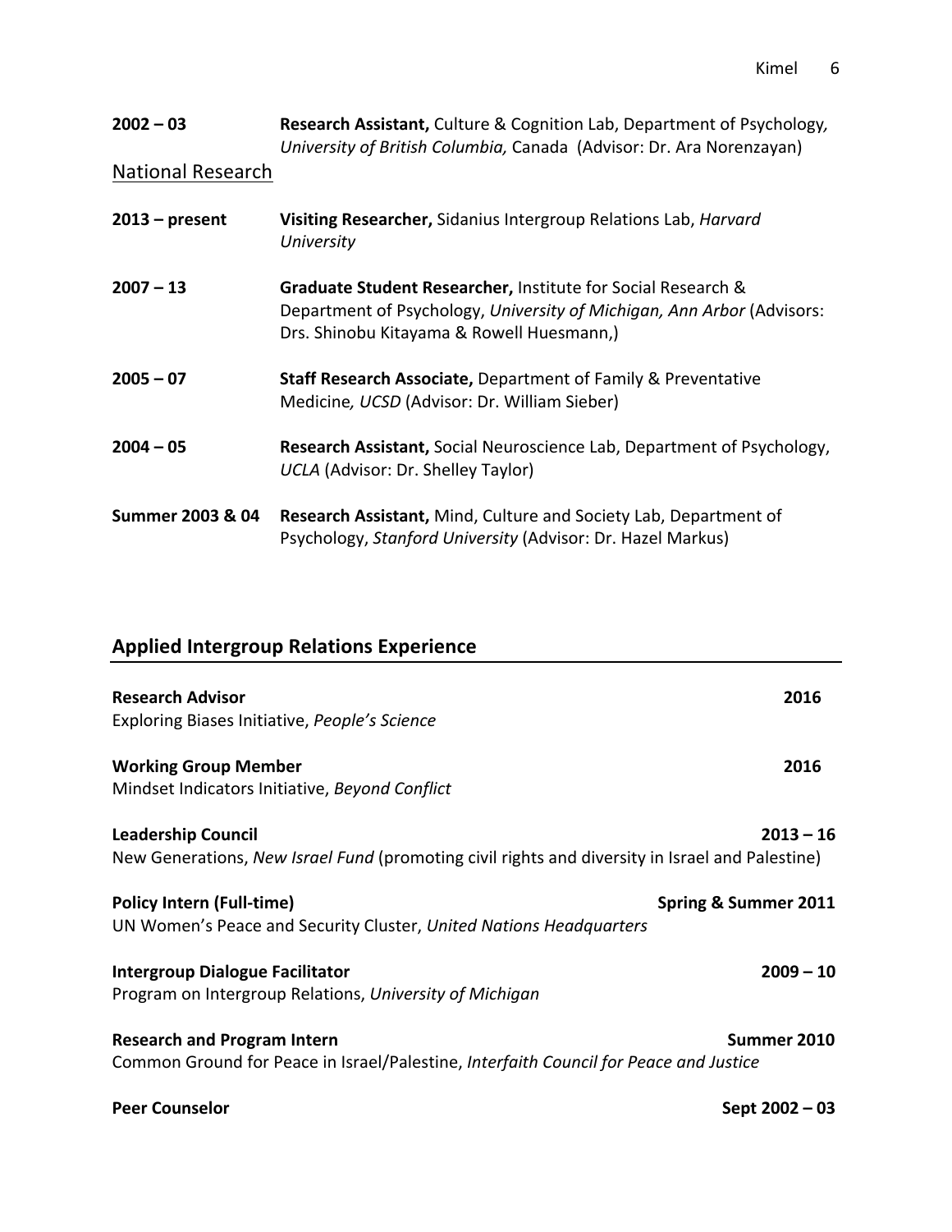**2002 – 03** **Research Assistant,** Culture & Cognition Lab, Department of Psychology*, University of British Columbia,* Canada (Advisor: Dr. Ara Norenzayan)

National Research

**2013 – present** **Visiting Researcher,** Sidanius Intergroup Relations Lab, *Harvard University*

**2007 – 13** **Graduate Student Researcher,** Institute for Social Research & Department of Psychology, *University of Michigan, Ann Arbor* (Advisors: Drs. Shinobu Kitayama & Rowell Huesmann,)

**2005 – 07** **Staff Research Associate,** Department of Family & Preventative Medicine*, UCSD* (Advisor: Dr. William Sieber)

**2004 – 05** **Research Assistant,** Social Neuroscience Lab, Department of Psychology, *UCLA* (Advisor: Dr. Shelley Taylor)

**Summer 2003 & 04** **Research Assistant,** Mind, Culture and Society Lab, Department of Psychology, *Stanford University* (Advisor: Dr. Hazel Markus)

## Applied Intergroup Relations Experience

**Research Advisor** **2016**
Exploring Biases Initiative, *People's Science*

**Working Group Member** **2016**
Mindset Indicators Initiative, *Beyond Conflict*

**Leadership Council** **2013 – 16**
New Generations, *New Israel Fund* (promoting civil rights and diversity in Israel and Palestine)

**Policy Intern (Full-time)** **Spring & Summer 2011**
UN Women's Peace and Security Cluster, *United Nations Headquarters*

**Intergroup Dialogue Facilitator** **2009 – 10**
Program on Intergroup Relations, *University of Michigan*

**Research and Program Intern** **Summer 2010**
Common Ground for Peace in Israel/Palestine, *Interfaith Council for Peace and Justice*

**Peer Counselor** **Sept 2002 – 03**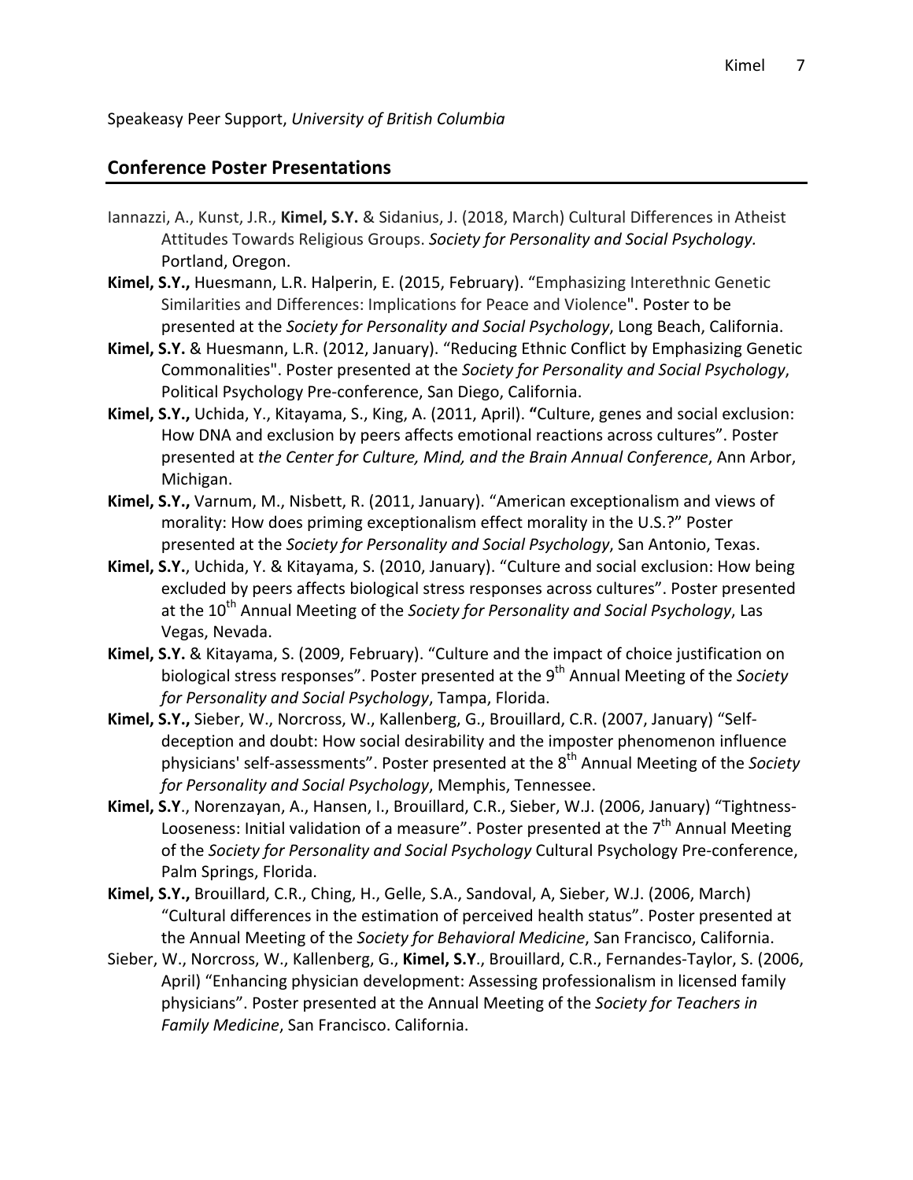Speakeasy Peer Support, *University of British Columbia*

## Conference Poster Presentations

- Iannazzi, A., Kunst, J.R., **Kimel, S.Y.** & Sidanius, J. (2018, March) Cultural Differences in Atheist Attitudes Towards Religious Groups. *Society for Personality and Social Psychology.* Portland, Oregon.
- **Kimel, S.Y.,** Huesmann, L.R. Halperin, E. (2015, February). "Emphasizing Interethnic Genetic Similarities and Differences: Implications for Peace and Violence". Poster to be presented at the *Society for Personality and Social Psychology*, Long Beach, California.
- **Kimel, S.Y.** & Huesmann, L.R. (2012, January). "Reducing Ethnic Conflict by Emphasizing Genetic Commonalities". Poster presented at the *Society for Personality and Social Psychology*, Political Psychology Pre-conference, San Diego, California.
- **Kimel, S.Y.,** Uchida, Y., Kitayama, S., King, A. (2011, April). **"**Culture, genes and social exclusion: How DNA and exclusion by peers affects emotional reactions across cultures". Poster presented at *the Center for Culture, Mind, and the Brain Annual Conference*, Ann Arbor, Michigan.
- **Kimel, S.Y.,** Varnum, M., Nisbett, R. (2011, January). "American exceptionalism and views of morality: How does priming exceptionalism effect morality in the U.S.?" Poster presented at the *Society for Personality and Social Psychology*, San Antonio, Texas.
- **Kimel, S.Y.**, Uchida, Y. & Kitayama, S. (2010, January). "Culture and social exclusion: How being excluded by peers affects biological stress responses across cultures". Poster presented at the 10th Annual Meeting of the *Society for Personality and Social Psychology*, Las Vegas, Nevada.
- **Kimel, S.Y.** & Kitayama, S. (2009, February). "Culture and the impact of choice justification on biological stress responses". Poster presented at the 9th Annual Meeting of the *Society for Personality and Social Psychology*, Tampa, Florida.
- **Kimel, S.Y.,** Sieber, W., Norcross, W., Kallenberg, G., Brouillard, C.R. (2007, January) "Self-deception and doubt: How social desirability and the imposter phenomenon influence physicians' self-assessments". Poster presented at the 8th Annual Meeting of the *Society for Personality and Social Psychology*, Memphis, Tennessee.
- **Kimel, S.Y**., Norenzayan, A., Hansen, I., Brouillard, C.R., Sieber, W.J. (2006, January) "Tightness-Looseness: Initial validation of a measure". Poster presented at the 7th Annual Meeting of the *Society for Personality and Social Psychology* Cultural Psychology Pre-conference, Palm Springs, Florida.
- **Kimel, S.Y.,** Brouillard, C.R., Ching, H., Gelle, S.A., Sandoval, A, Sieber, W.J. (2006, March) "Cultural differences in the estimation of perceived health status". Poster presented at the Annual Meeting of the *Society for Behavioral Medicine*, San Francisco, California.
- Sieber, W., Norcross, W., Kallenberg, G., **Kimel, S.Y**., Brouillard, C.R., Fernandes-Taylor, S. (2006, April) "Enhancing physician development: Assessing professionalism in licensed family physicians". Poster presented at the Annual Meeting of the *Society for Teachers in Family Medicine*, San Francisco. California.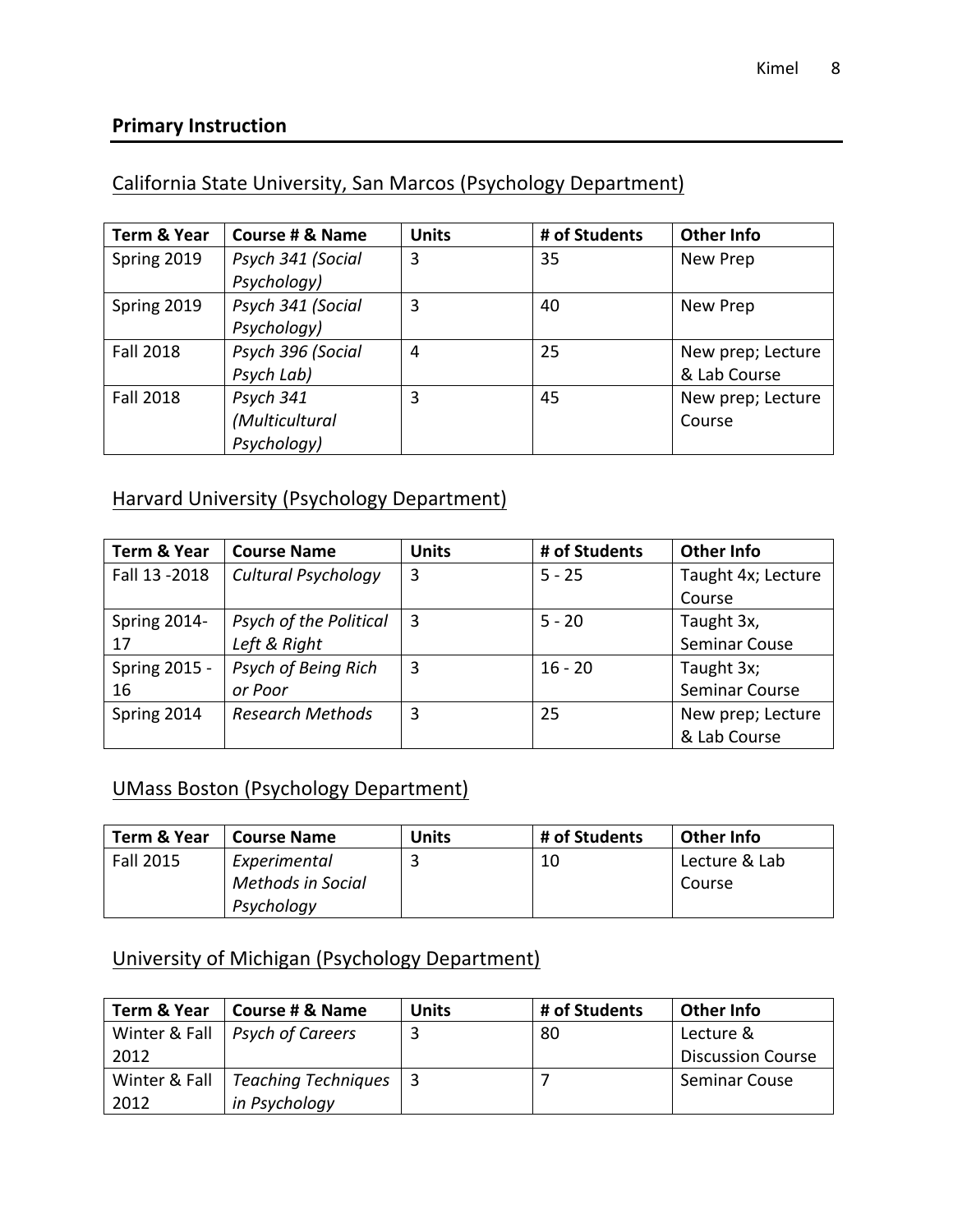## Primary Instruction

### California State University, San Marcos (Psychology Department)

| Term & Year | Course # & Name | Units | # of Students | Other Info |
| --- | --- | --- | --- | --- |
| Spring 2019 | *Psych 341 (Social Psychology)* | 3 | 35 | New Prep |
| Spring 2019 | *Psych 341 (Social Psychology)* | 3 | 40 | New Prep |
| Fall 2018 | *Psych 396 (Social Psych Lab)* | 4 | 25 | New prep; Lecture & Lab Course |
| Fall 2018 | *Psych 341 (Multicultural Psychology)* | 3 | 45 | New prep; Lecture Course |

### Harvard University (Psychology Department)

| Term & Year | Course Name | Units | # of Students | Other Info |
| --- | --- | --- | --- | --- |
| Fall 13 -2018 | *Cultural Psychology* | 3 | 5 - 25 | Taught 4x; Lecture Course |
| Spring 2014-17 | *Psych of the Political Left & Right* | 3 | 5 - 20 | Taught 3x, Seminar Couse |
| Spring 2015 - 16 | *Psych of Being Rich or Poor* | 3 | 16 - 20 | Taught 3x; Seminar Course |
| Spring 2014 | *Research Methods* | 3 | 25 | New prep; Lecture & Lab Course |

### UMass Boston (Psychology Department)

| Term & Year | Course Name | Units | # of Students | Other Info |
| --- | --- | --- | --- | --- |
| Fall 2015 | *Experimental Methods in Social Psychology* | 3 | 10 | Lecture & Lab Course |

### University of Michigan (Psychology Department)

| Term & Year | Course # & Name | Units | # of Students | Other Info |
| --- | --- | --- | --- | --- |
| Winter & Fall 2012 | *Psych of Careers* | 3 | 80 | Lecture & Discussion Course |
| Winter & Fall 2012 | *Teaching Techniques in Psychology* | 3 | 7 | Seminar Couse |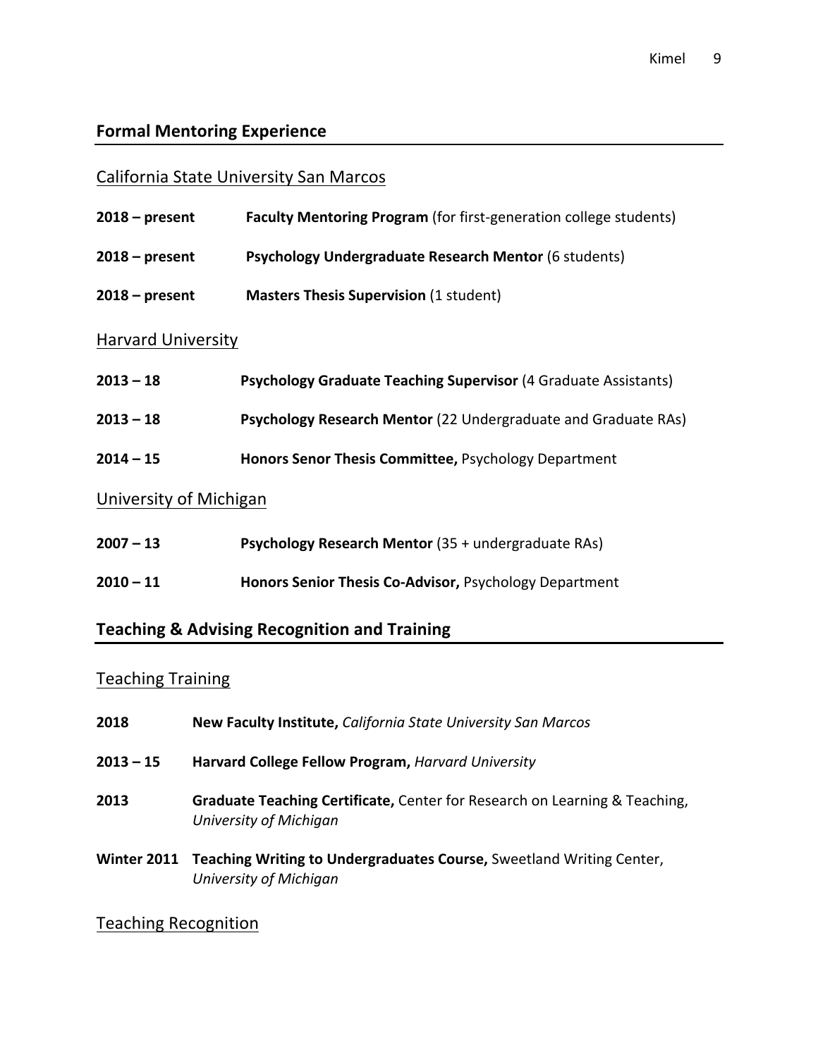## Formal Mentoring Experience

### California State University San Marcos

**2018 – present** **Faculty Mentoring Program** (for first-generation college students)

**2018 – present** **Psychology Undergraduate Research Mentor** (6 students)

**2018 – present** **Masters Thesis Supervision** (1 student)

### Harvard University

**2013 – 18** **Psychology Graduate Teaching Supervisor** (4 Graduate Assistants)

**2013 – 18** **Psychology Research Mentor** (22 Undergraduate and Graduate RAs)

**2014 – 15** **Honors Senor Thesis Committee,** Psychology Department

### University of Michigan

**2007 – 13** **Psychology Research Mentor** (35 + undergraduate RAs)

**2010 – 11** **Honors Senior Thesis Co-Advisor,** Psychology Department

## Teaching & Advising Recognition and Training

### Teaching Training

**2018** **New Faculty Institute,** *California State University San Marcos*

**2013 – 15** **Harvard College Fellow Program,** *Harvard University*

**2013** **Graduate Teaching Certificate,** Center for Research on Learning & Teaching, *University of Michigan*

**Winter 2011** **Teaching Writing to Undergraduates Course,** Sweetland Writing Center, *University of Michigan*

### Teaching Recognition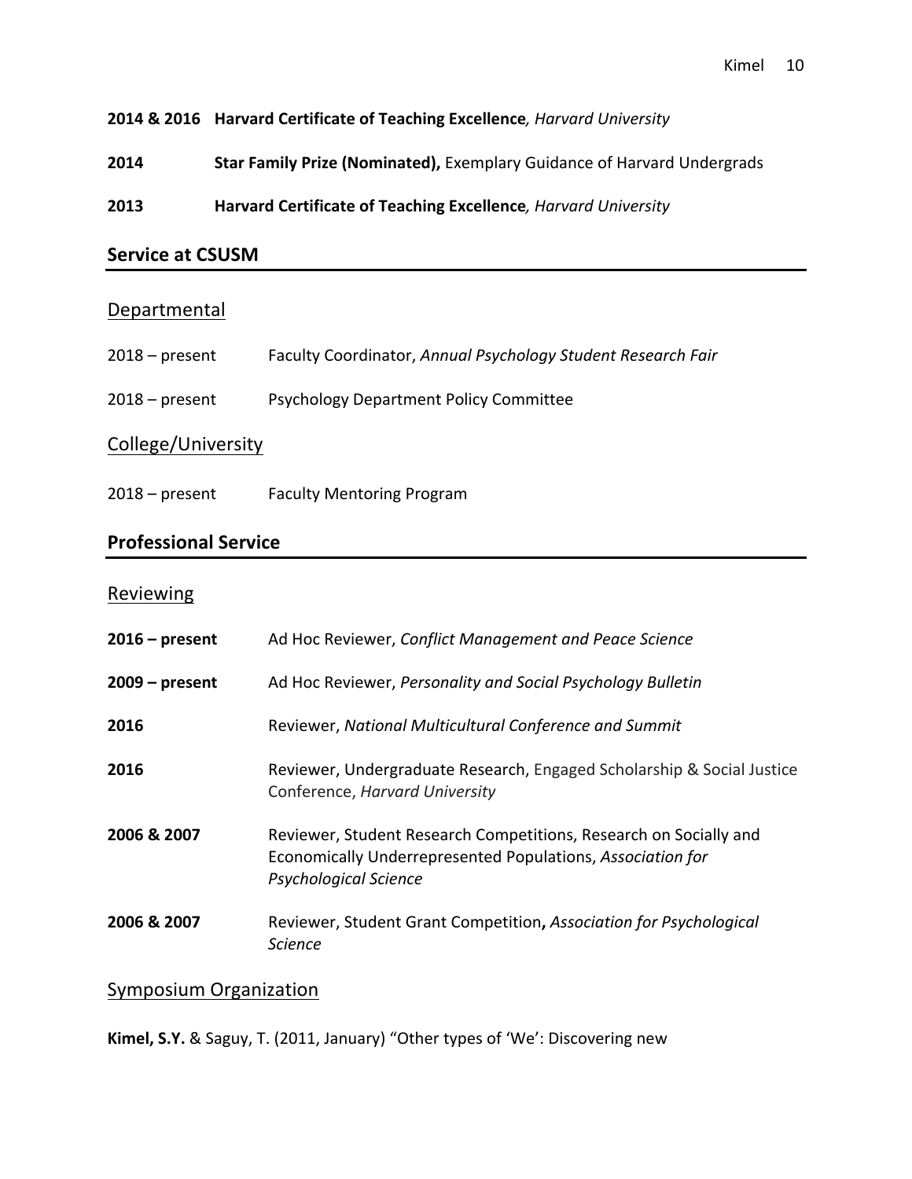**2014 & 2016** **Harvard Certificate of Teaching Excellence***, Harvard University*

**2014** **Star Family Prize (Nominated),** Exemplary Guidance of Harvard Undergrads

**2013** **Harvard Certificate of Teaching Excellence***, Harvard University*

## Service at CSUSM

### Departmental

2018 – present Faculty Coordinator, *Annual Psychology Student Research Fair*

2018 – present Psychology Department Policy Committee

### College/University

2018 – present Faculty Mentoring Program

## Professional Service

### Reviewing

**2016 – present** Ad Hoc Reviewer, *Conflict Management and Peace Science*

**2009 – present** Ad Hoc Reviewer, *Personality and Social Psychology Bulletin*

**2016** Reviewer, *National Multicultural Conference and Summit*

**2016** Reviewer, Undergraduate Research, Engaged Scholarship & Social Justice Conference, *Harvard University*

**2006 & 2007** Reviewer, Student Research Competitions, Research on Socially and Economically Underrepresented Populations, *Association for Psychological Science*

**2006 & 2007** Reviewer, Student Grant Competition**,** *Association for Psychological Science*

### Symposium Organization

**Kimel, S.Y.** & Saguy, T. (2011, January) "Other types of 'We': Discovering new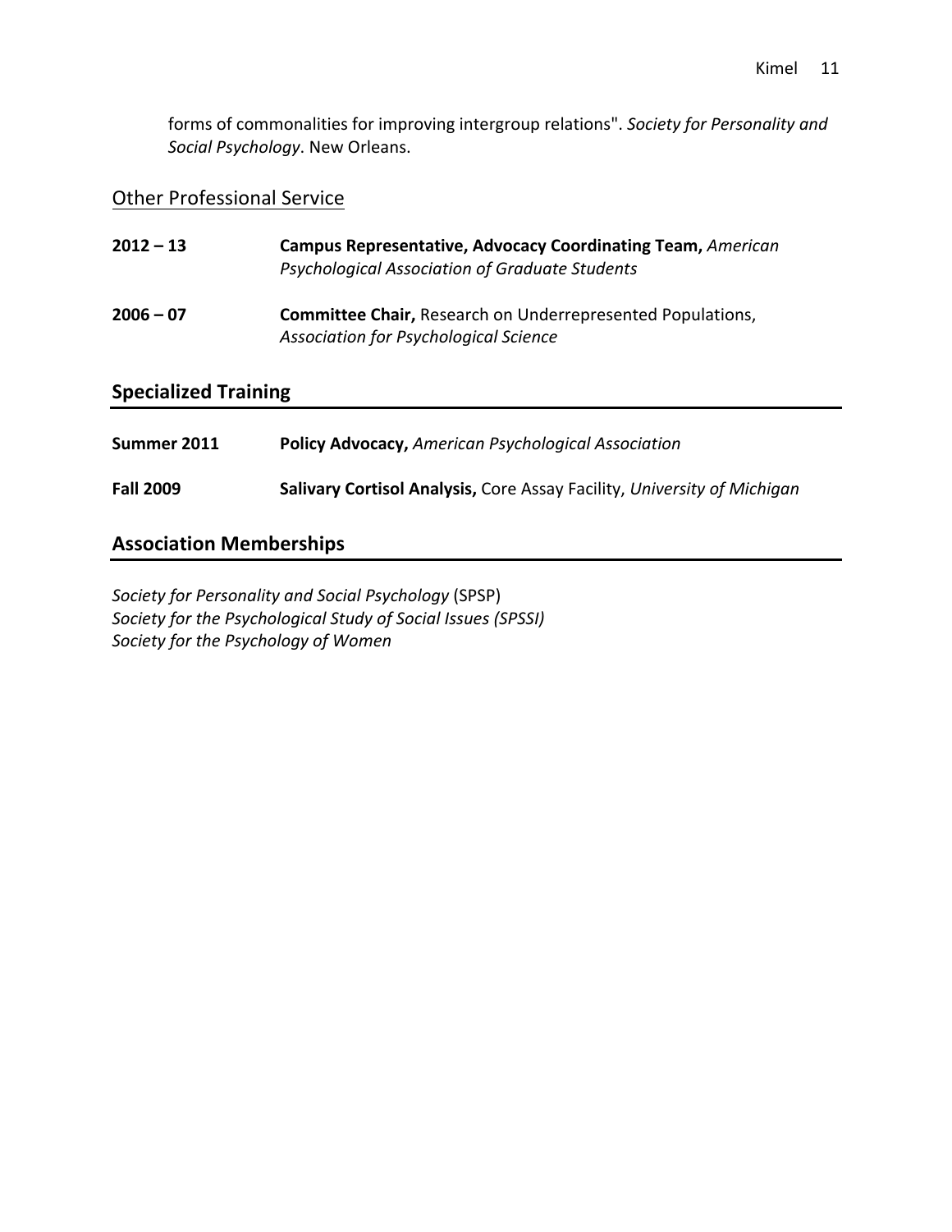forms of commonalities for improving intergroup relations". *Society for Personality and Social Psychology*. New Orleans.

### Other Professional Service

**2012 – 13** **Campus Representative, Advocacy Coordinating Team,** *American Psychological Association of Graduate Students*

**2006 – 07** **Committee Chair,** Research on Underrepresented Populations, *Association for Psychological Science*

## Specialized Training

**Summer 2011** **Policy Advocacy,** *American Psychological Association*

**Fall 2009** **Salivary Cortisol Analysis,** Core Assay Facility, *University of Michigan*

## Association Memberships

*Society for Personality and Social Psychology* (SPSP)
*Society for the Psychological Study of Social Issues (SPSSI)*
*Society for the Psychology of Women*